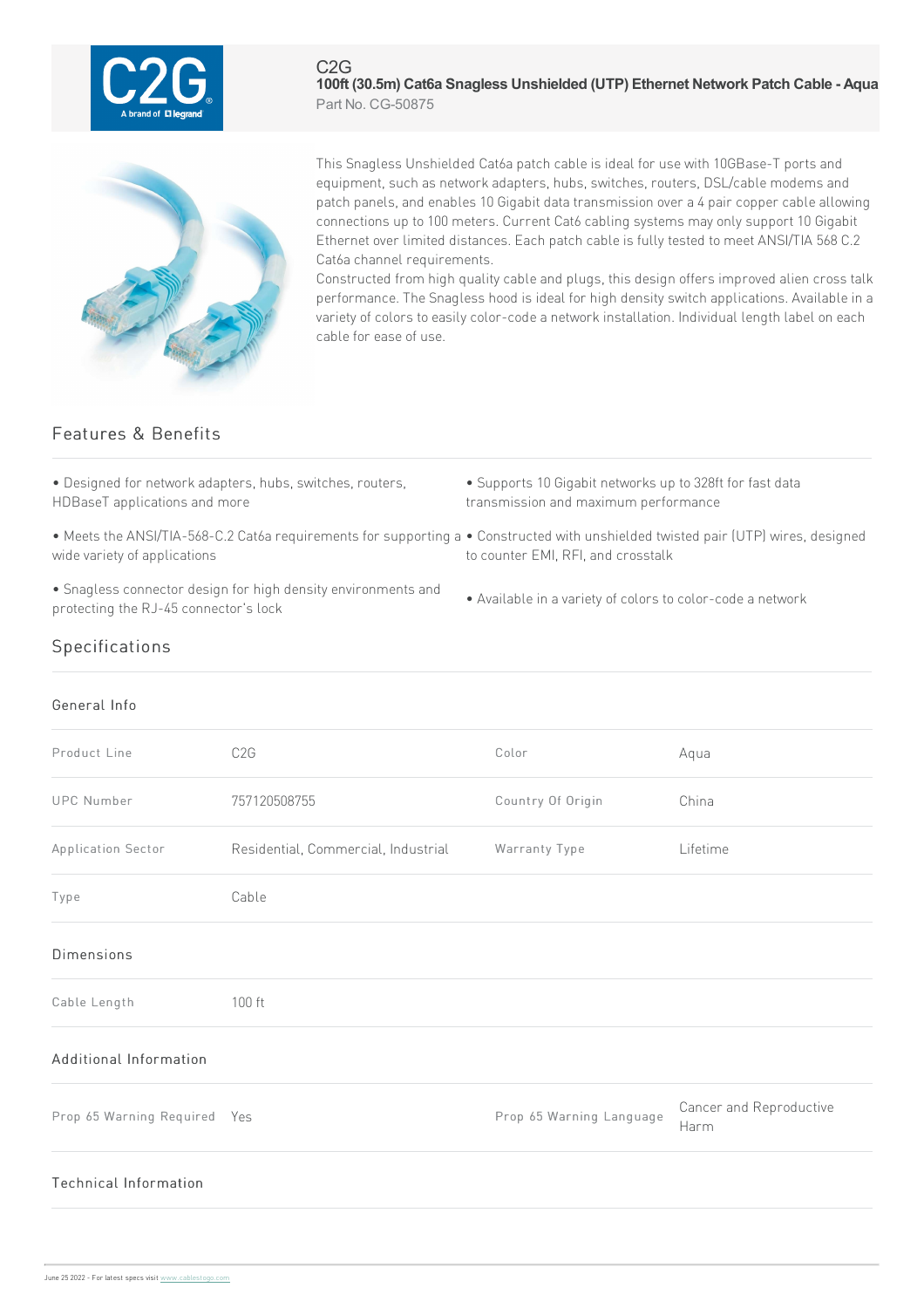C2G

# 100ft (30.5m) Cat6a Snagless Unshielded (UTP) Ethernet Network Patch Cable - Aqua

Part No. CG-50875

This Snagless Unshielded Cat6a patch cable is ideal for use with 10GBase-T ports and equipment, such as network adapters, hubs, switches, routers, DSL/cable modems and patch panels, and enables 10 Gigabit data transmission over a 4 pair copper cable allowing connections up to 100 meters. Current Cat6 cabling systems may only support 10 Gigabit Ethernet over limited distances. Each patch cable is fully tested to meet ANSI/TIA 568 C.2 Cat6a channel requirements.
Constructed from high quality cable and plugs, this design offers improved alien cross talk performance. The Snagless hood is ideal for high density switch applications. Available in a variety of colors to easily color-code a network installation. Individual length label on each cable for ease of use.

## Features & Benefits

- Designed for network adapters, hubs, switches, routers, HDBaseT applications and more
- Supports 10 Gigabit networks up to 328ft for fast data transmission and maximum performance
- Meets the ANSI/TIA-568-C.2 Cat6a requirements for supporting a wide variety of applications
- Constructed with unshielded twisted pair (UTP) wires, designed to counter EMI, RFI, and crosstalk
- Snagless connector design for high density environments and protecting the RJ-45 connector's lock
- Available in a variety of colors to color-code a network

## Specifications

### General Info

| | | | |
|---|---|---|---|
| Product Line | C2G | Color | Aqua |
| UPC Number | 757120508755 | Country Of Origin | China |
| Application Sector | Residential, Commercial, Industrial | Warranty Type | Lifetime |
| Type | Cable | | |

### Dimensions

| | |
|---|---|
| Cable Length | 100 ft |

### Additional Information

| | | | |
|---|---|---|---|
| Prop 65 Warning Required | Yes | Prop 65 Warning Language | Cancer and Reproductive Harm |

### Technical Information

June 25 2022 - For latest specs visit www.cablestogo.com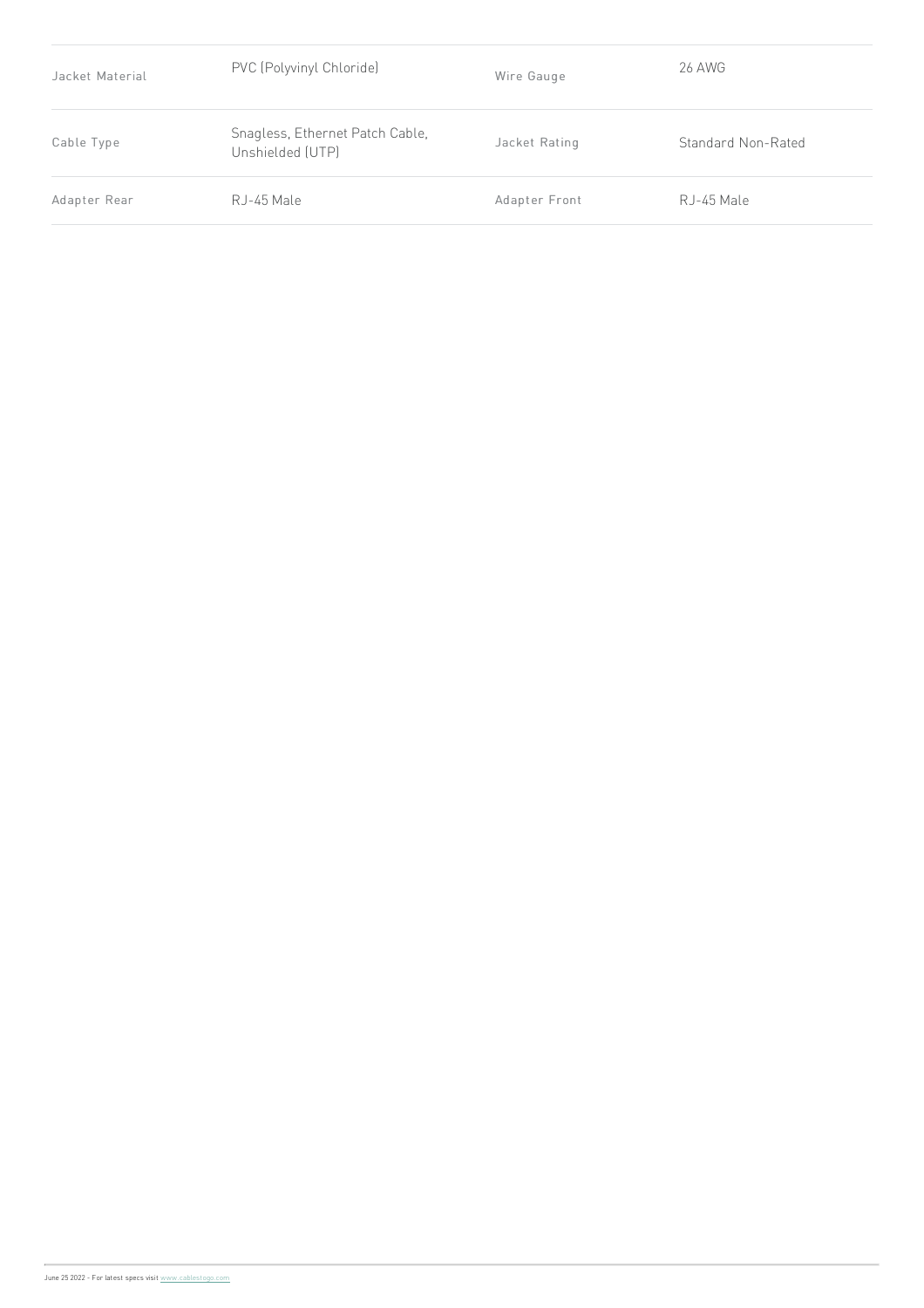| | | | |
|---|---|---|---|
| Jacket Material | PVC (Polyvinyl Chloride) | Wire Gauge | 26 AWG |
| Cable Type | Snagless, Ethernet Patch Cable, Unshielded (UTP) | Jacket Rating | Standard Non-Rated |
| Adapter Rear | RJ-45 Male | Adapter Front | RJ-45 Male |